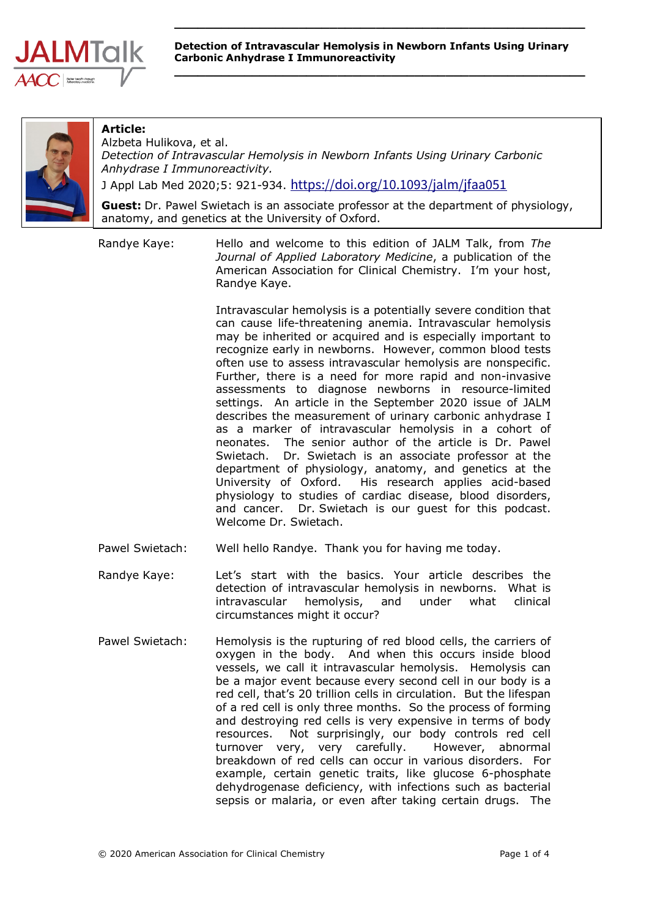**Detection of Intravascular Hemolysis in Newborn Infants Using Urinary Carbonic Anhydrase I Immunoreactivity**

**Article:**
Alzbeta Hulikova, et al.
*Detection of Intravascular Hemolysis in Newborn Infants Using Urinary Carbonic Anhydrase I Immunoreactivity.*
J Appl Lab Med 2020;5: 921-934. https://doi.org/10.1093/jalm/jfaa051

**Guest:** Dr. Pawel Swietach is an associate professor at the department of physiology, anatomy, and genetics at the University of Oxford.

**Randye Kaye:** Hello and welcome to this edition of JALM Talk, from *The Journal of Applied Laboratory Medicine*, a publication of the American Association for Clinical Chemistry. I'm your host, Randye Kaye.

Intravascular hemolysis is a potentially severe condition that can cause life-threatening anemia. Intravascular hemolysis may be inherited or acquired and is especially important to recognize early in newborns. However, common blood tests often use to assess intravascular hemolysis are nonspecific. Further, there is a need for more rapid and non-invasive assessments to diagnose newborns in resource-limited settings. An article in the September 2020 issue of JALM describes the measurement of urinary carbonic anhydrase I as a marker of intravascular hemolysis in a cohort of neonates. The senior author of the article is Dr. Pawel Swietach. Dr. Swietach is an associate professor at the department of physiology, anatomy, and genetics at the University of Oxford. His research applies acid-based physiology to studies of cardiac disease, blood disorders, and cancer. Dr. Swietach is our guest for this podcast. Welcome Dr. Swietach.

**Pawel Swietach:** Well hello Randye. Thank you for having me today.

**Randye Kaye:** Let's start with the basics. Your article describes the detection of intravascular hemolysis in newborns. What is intravascular hemolysis, and under what clinical circumstances might it occur?

**Pawel Swietach:** Hemolysis is the rupturing of red blood cells, the carriers of oxygen in the body. And when this occurs inside blood vessels, we call it intravascular hemolysis. Hemolysis can be a major event because every second cell in our body is a red cell, that's 20 trillion cells in circulation. But the lifespan of a red cell is only three months. So the process of forming and destroying red cells is very expensive in terms of body resources. Not surprisingly, our body controls red cell turnover very, very carefully. However, abnormal breakdown of red cells can occur in various disorders. For example, certain genetic traits, like glucose 6-phosphate dehydrogenase deficiency, with infections such as bacterial sepsis or malaria, or even after taking certain drugs. The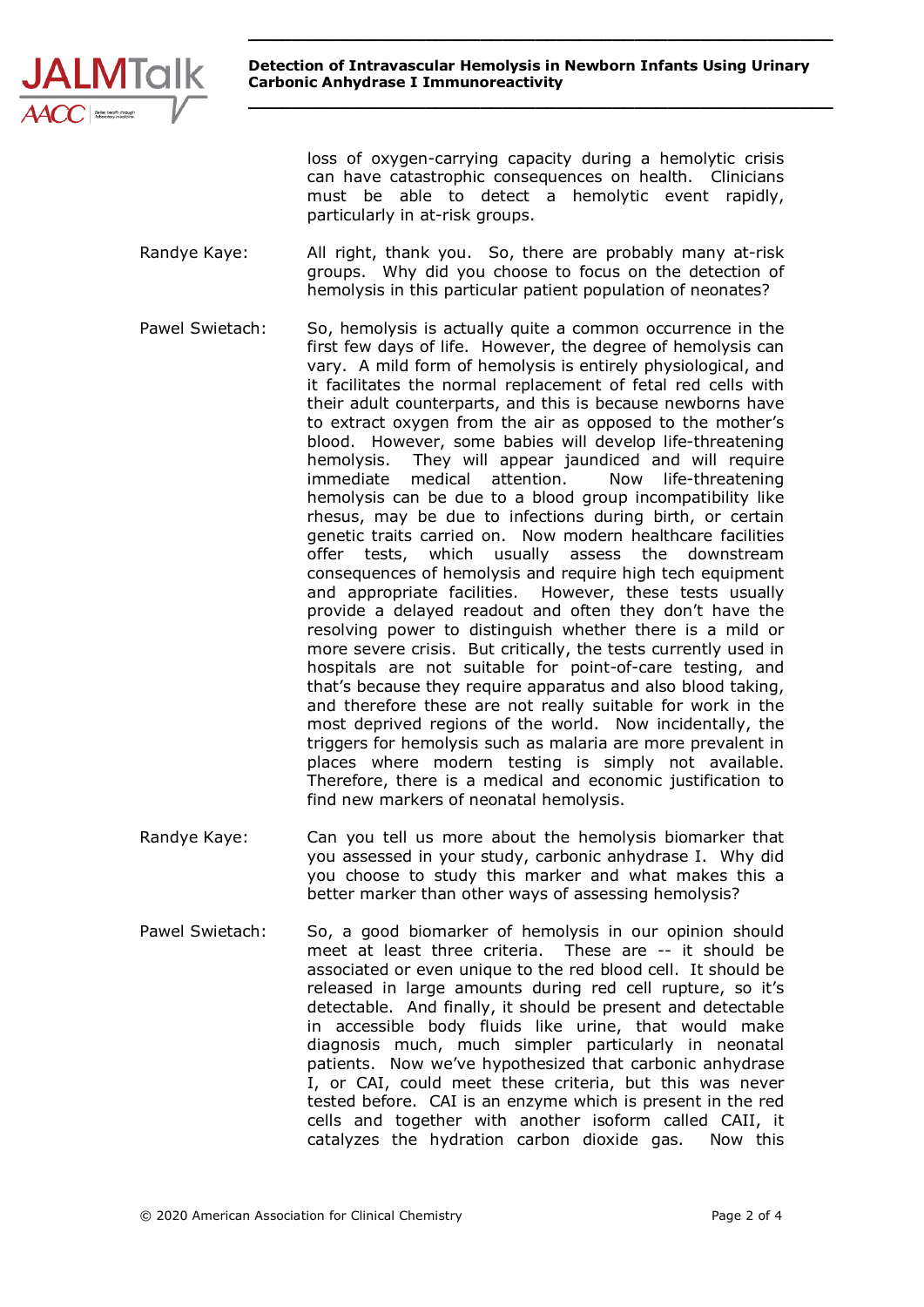loss of oxygen-carrying capacity during a hemolytic crisis can have catastrophic consequences on health. Clinicians must be able to detect a hemolytic event rapidly, particularly in at-risk groups.

Randye Kaye: All right, thank you. So, there are probably many at-risk groups. Why did you choose to focus on the detection of hemolysis in this particular patient population of neonates?

Pawel Swietach: So, hemolysis is actually quite a common occurrence in the first few days of life. However, the degree of hemolysis can vary. A mild form of hemolysis is entirely physiological, and it facilitates the normal replacement of fetal red cells with their adult counterparts, and this is because newborns have to extract oxygen from the air as opposed to the mother's blood. However, some babies will develop life-threatening hemolysis. They will appear jaundiced and will require immediate medical attention. Now life-threatening hemolysis can be due to a blood group incompatibility like rhesus, may be due to infections during birth, or certain genetic traits carried on. Now modern healthcare facilities offer tests, which usually assess the downstream consequences of hemolysis and require high tech equipment and appropriate facilities. However, these tests usually provide a delayed readout and often they don't have the resolving power to distinguish whether there is a mild or more severe crisis. But critically, the tests currently used in hospitals are not suitable for point-of-care testing, and that's because they require apparatus and also blood taking, and therefore these are not really suitable for work in the most deprived regions of the world. Now incidentally, the triggers for hemolysis such as malaria are more prevalent in places where modern testing is simply not available. Therefore, there is a medical and economic justification to find new markers of neonatal hemolysis.

Randye Kaye: Can you tell us more about the hemolysis biomarker that you assessed in your study, carbonic anhydrase I. Why did you choose to study this marker and what makes this a better marker than other ways of assessing hemolysis?

Pawel Swietach: So, a good biomarker of hemolysis in our opinion should meet at least three criteria. These are -- it should be associated or even unique to the red blood cell. It should be released in large amounts during red cell rupture, so it's detectable. And finally, it should be present and detectable in accessible body fluids like urine, that would make diagnosis much, much simpler particularly in neonatal patients. Now we've hypothesized that carbonic anhydrase I, or CAI, could meet these criteria, but this was never tested before. CAI is an enzyme which is present in the red cells and together with another isoform called CAII, it catalyzes the hydration carbon dioxide gas. Now this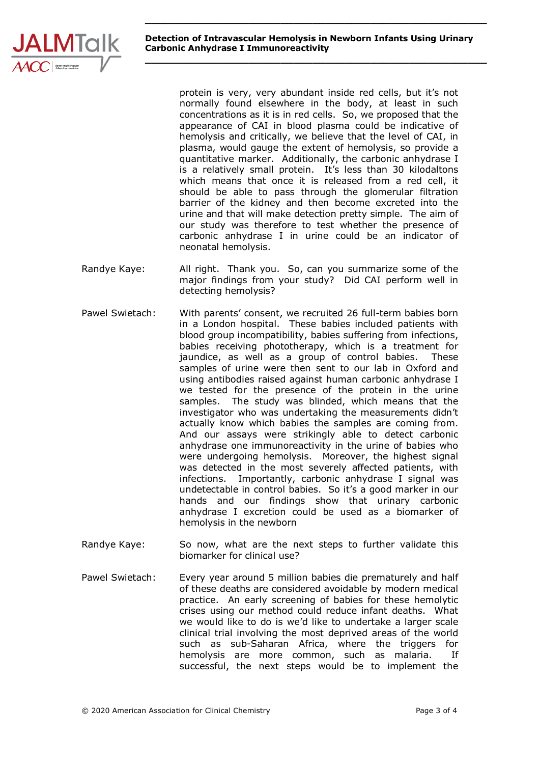protein is very, very abundant inside red cells, but it's not normally found elsewhere in the body, at least in such concentrations as it is in red cells. So, we proposed that the appearance of CAI in blood plasma could be indicative of hemolysis and critically, we believe that the level of CAI, in plasma, would gauge the extent of hemolysis, so provide a quantitative marker. Additionally, the carbonic anhydrase I is a relatively small protein. It's less than 30 kilodaltons which means that once it is released from a red cell, it should be able to pass through the glomerular filtration barrier of the kidney and then become excreted into the urine and that will make detection pretty simple. The aim of our study was therefore to test whether the presence of carbonic anhydrase I in urine could be an indicator of neonatal hemolysis.

**Randye Kaye:** All right. Thank you. So, can you summarize some of the major findings from your study? Did CAI perform well in detecting hemolysis?

**Pawel Swietach:** With parents' consent, we recruited 26 full-term babies born in a London hospital. These babies included patients with blood group incompatibility, babies suffering from infections, babies receiving phototherapy, which is a treatment for jaundice, as well as a group of control babies. These samples of urine were then sent to our lab in Oxford and using antibodies raised against human carbonic anhydrase I we tested for the presence of the protein in the urine samples. The study was blinded, which means that the investigator who was undertaking the measurements didn't actually know which babies the samples are coming from. And our assays were strikingly able to detect carbonic anhydrase one immunoreactivity in the urine of babies who were undergoing hemolysis. Moreover, the highest signal was detected in the most severely affected patients, with infections. Importantly, carbonic anhydrase I signal was undetectable in control babies. So it's a good marker in our hands and our findings show that urinary carbonic anhydrase I excretion could be used as a biomarker of hemolysis in the newborn

**Randye Kaye:** So now, what are the next steps to further validate this biomarker for clinical use?

**Pawel Swietach:** Every year around 5 million babies die prematurely and half of these deaths are considered avoidable by modern medical practice. An early screening of babies for these hemolytic crises using our method could reduce infant deaths. What we would like to do is we'd like to undertake a larger scale clinical trial involving the most deprived areas of the world such as sub-Saharan Africa, where the triggers for hemolysis are more common, such as malaria. If successful, the next steps would be to implement the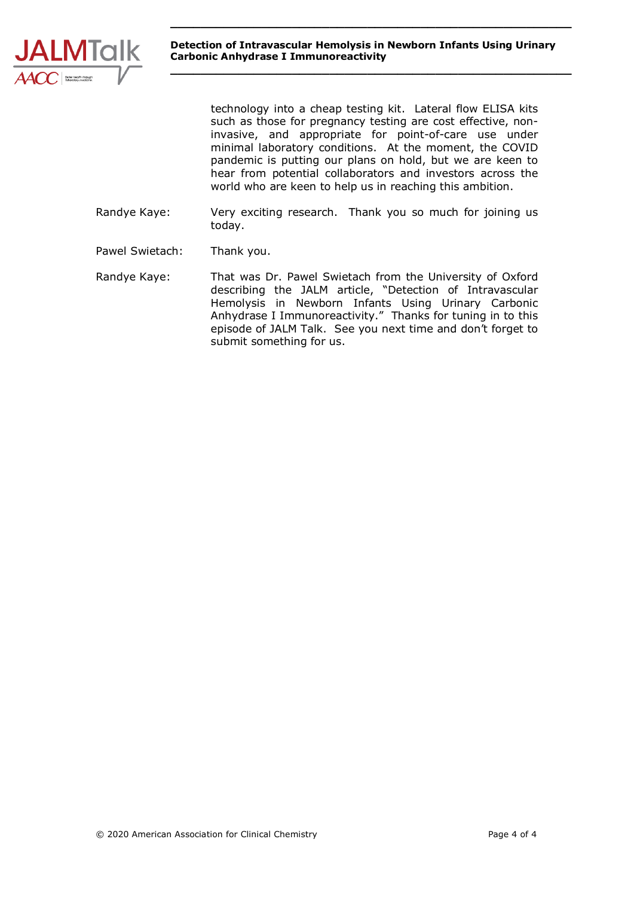technology into a cheap testing kit. Lateral flow ELISA kits such as those for pregnancy testing are cost effective, non-invasive, and appropriate for point-of-care use under minimal laboratory conditions. At the moment, the COVID pandemic is putting our plans on hold, but we are keen to hear from potential collaborators and investors across the world who are keen to help us in reaching this ambition.

Randye Kaye: Very exciting research. Thank you so much for joining us today.

Pawel Swietach: Thank you.

Randye Kaye: That was Dr. Pawel Swietach from the University of Oxford describing the JALM article, "Detection of Intravascular Hemolysis in Newborn Infants Using Urinary Carbonic Anhydrase I Immunoreactivity." Thanks for tuning in to this episode of JALM Talk. See you next time and don't forget to submit something for us.

© 2020 American Association for Clinical Chemistry